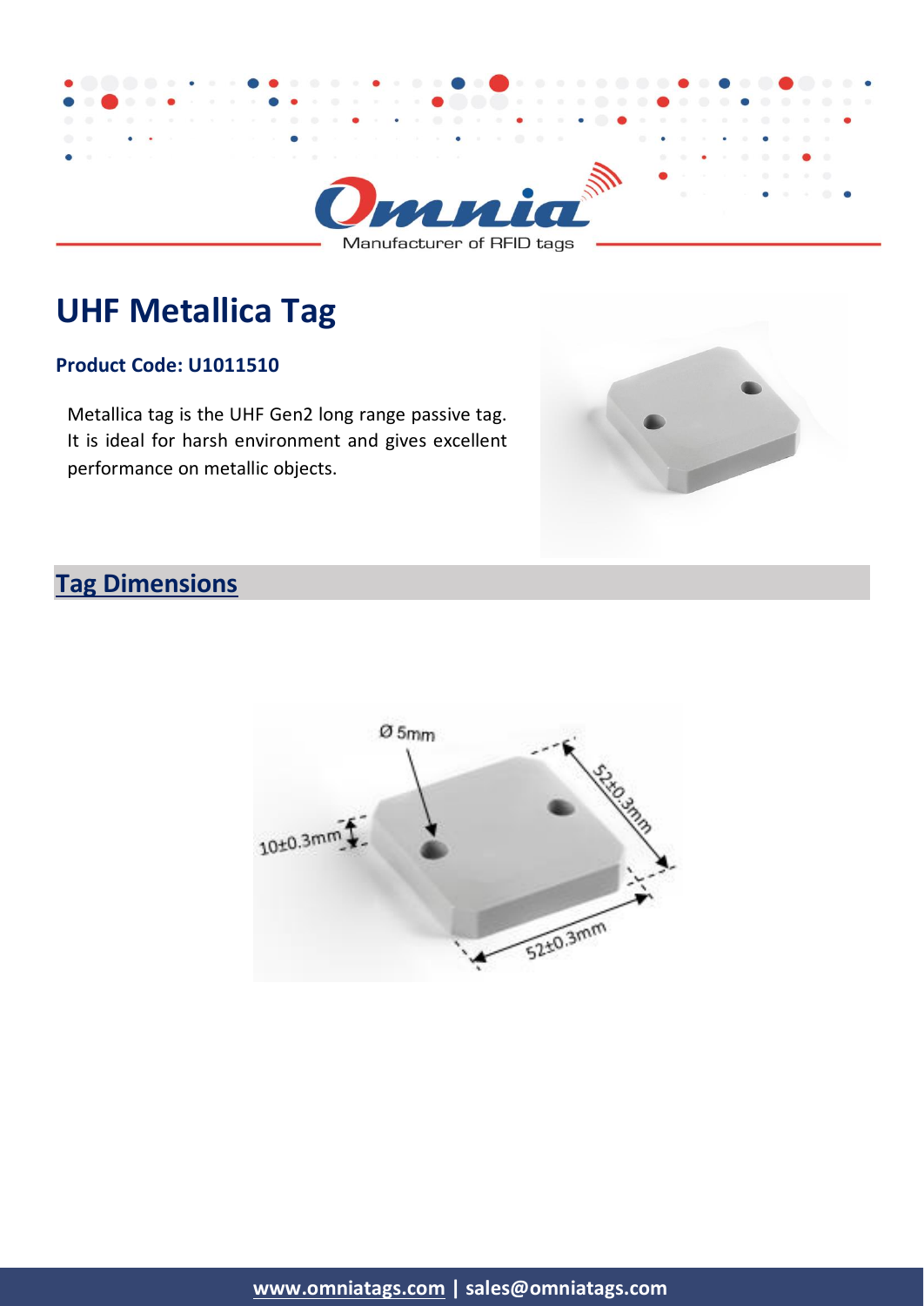# UHF Metallica Tag

**Product Code: U1011510**

Metallica tag is the UHF Gen2 long range passive tag. It is ideal for harsh environment and gives excellent performance on metallic objects.

## Tag Dimensions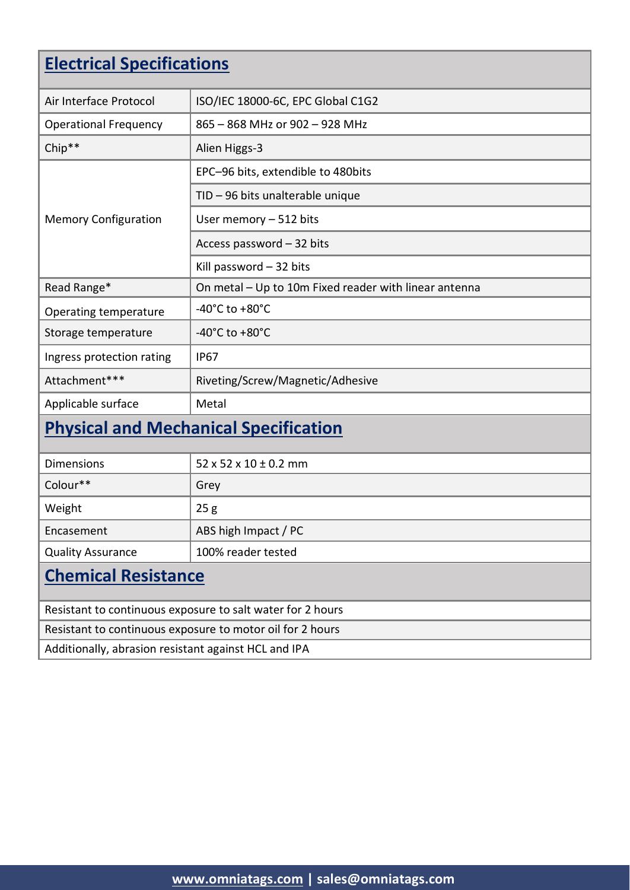## Electrical Specifications

| | |
|---|---|
| Air Interface Protocol | ISO/IEC 18000-6C, EPC Global C1G2 |
| Operational Frequency | 865 – 868 MHz or 902 – 928 MHz |
| Chip** | Alien Higgs-3 |
| Memory Configuration | EPC–96 bits, extendible to 480bits |
| | TID – 96 bits unalterable unique |
| | User memory – 512 bits |
| | Access password – 32 bits |
| | Kill password – 32 bits |
| Read Range* | On metal – Up to 10m Fixed reader with linear antenna |
| Operating temperature | -40°C to +80°C |
| Storage temperature | -40°C to +80°C |
| Ingress protection rating | IP67 |
| Attachment*** | Riveting/Screw/Magnetic/Adhesive |
| Applicable surface | Metal |

## Physical and Mechanical Specification

| | |
|---|---|
| Dimensions | 52 x 52 x 10 ± 0.2 mm |
| Colour** | Grey |
| Weight | 25 g |
| Encasement | ABS high Impact / PC |
| Quality Assurance | 100% reader tested |

## Chemical Resistance

| |
|---|
| Resistant to continuous exposure to salt water for 2 hours |
| Resistant to continuous exposure to motor oil for 2 hours |
| Additionally, abrasion resistant against HCL and IPA |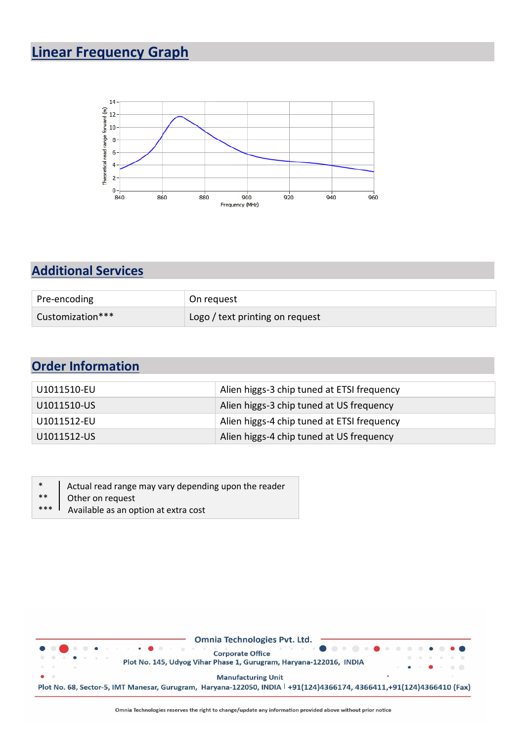## Linear Frequency Graph

14
12
10
8
6
4
2
0
Theoretical read range forward (m)
840
860
880
900
920
940
960
Frequency (MHz)

## Additional Services

| | |
|---|---|
| Pre-encoding | On request |
| Customization*** | Logo / text printing on request |

## Order Information

| | |
|---|---|
| U1011510-EU | Alien higgs-3 chip tuned at ETSI frequency |
| U1011510-US | Alien higgs-3 chip tuned at US frequency |
| U1011512-EU | Alien higgs-4 chip tuned at ETSI frequency |
| U1011512-US | Alien higgs-4 chip tuned at US frequency |

| | |
|---|---|
| * | Actual read range may vary depending upon the reader |
| ** | Other on request |
| *** | Available as an option at extra cost |

**Omnia Technologies Pvt. Ltd.**

Corporate Office
Plot No. 145, Udyog Vihar Phase 1, Gurugram, Haryana-122016, INDIA

Manufacturing Unit
Plot No. 68, Sector-5, IMT Manesar, Gurugram, Haryana-122050, INDIA | +91(124)4366174, 4366411,+91(124)4366410 (Fax)

Omnia Technologies reserves the right to change/update any information provided above without prior notice